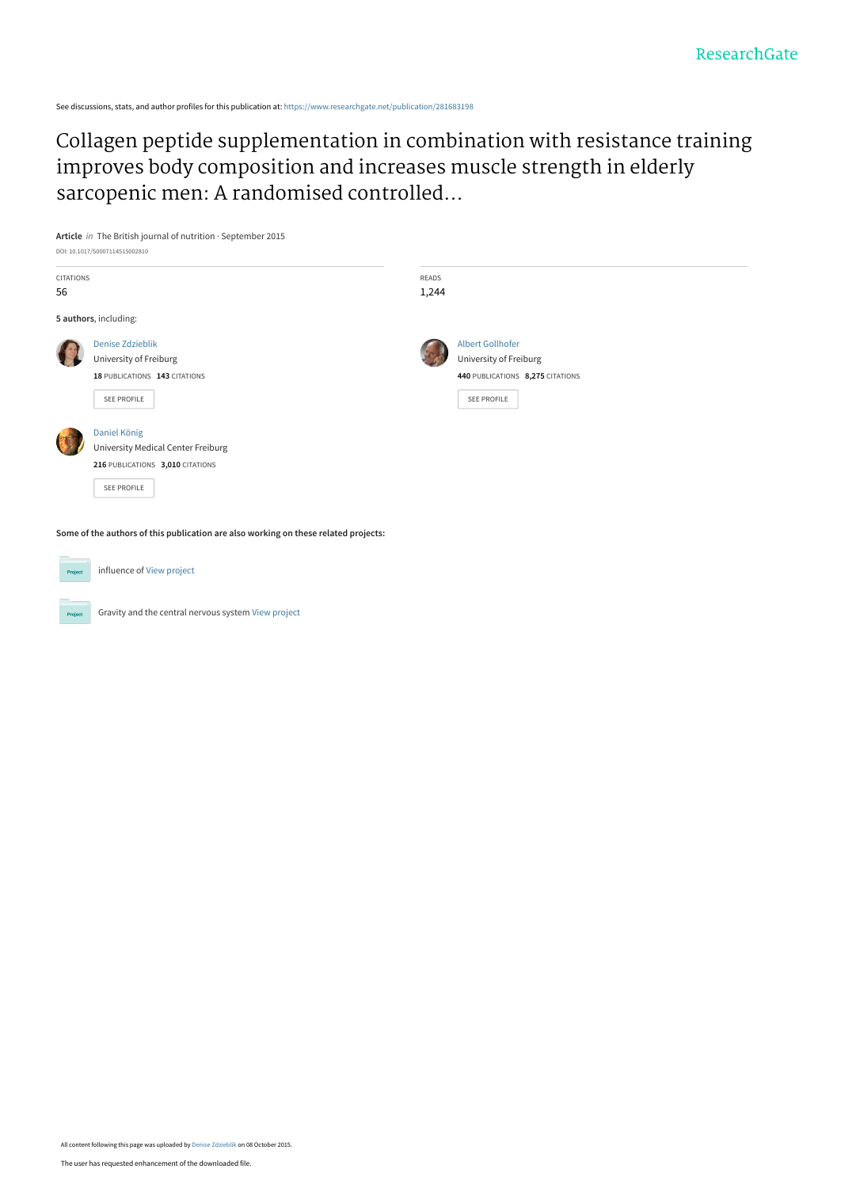See discussions, stats, and author profiles for this publication at: https://www.researchgate.net/publication/281683198

# Collagen peptide supplementation in combination with resistance training improves body composition and increases muscle strength in elderly sarcopenic men: A randomised controlled...

**Article** *in* The British journal of nutrition · September 2015

DOI: 10.1017/S0007114515002810

| CITATIONS | READS |
| --- | --- |
| 56 | 1,244 |

**5 authors**, including:

Denise Zdzieblik
University of Freiburg
**18** PUBLICATIONS **143** CITATIONS
SEE PROFILE

Albert Gollhofer
University of Freiburg
**440** PUBLICATIONS **8,275** CITATIONS
SEE PROFILE

Daniel König
University Medical Center Freiburg
**216** PUBLICATIONS **3,010** CITATIONS
SEE PROFILE

**Some of the authors of this publication are also working on these related projects:**

Project: influence of View project

Project: Gravity and the central nervous system View project

All content following this page was uploaded by Denise Zdzieblik on 08 October 2015.

The user has requested enhancement of the downloaded file.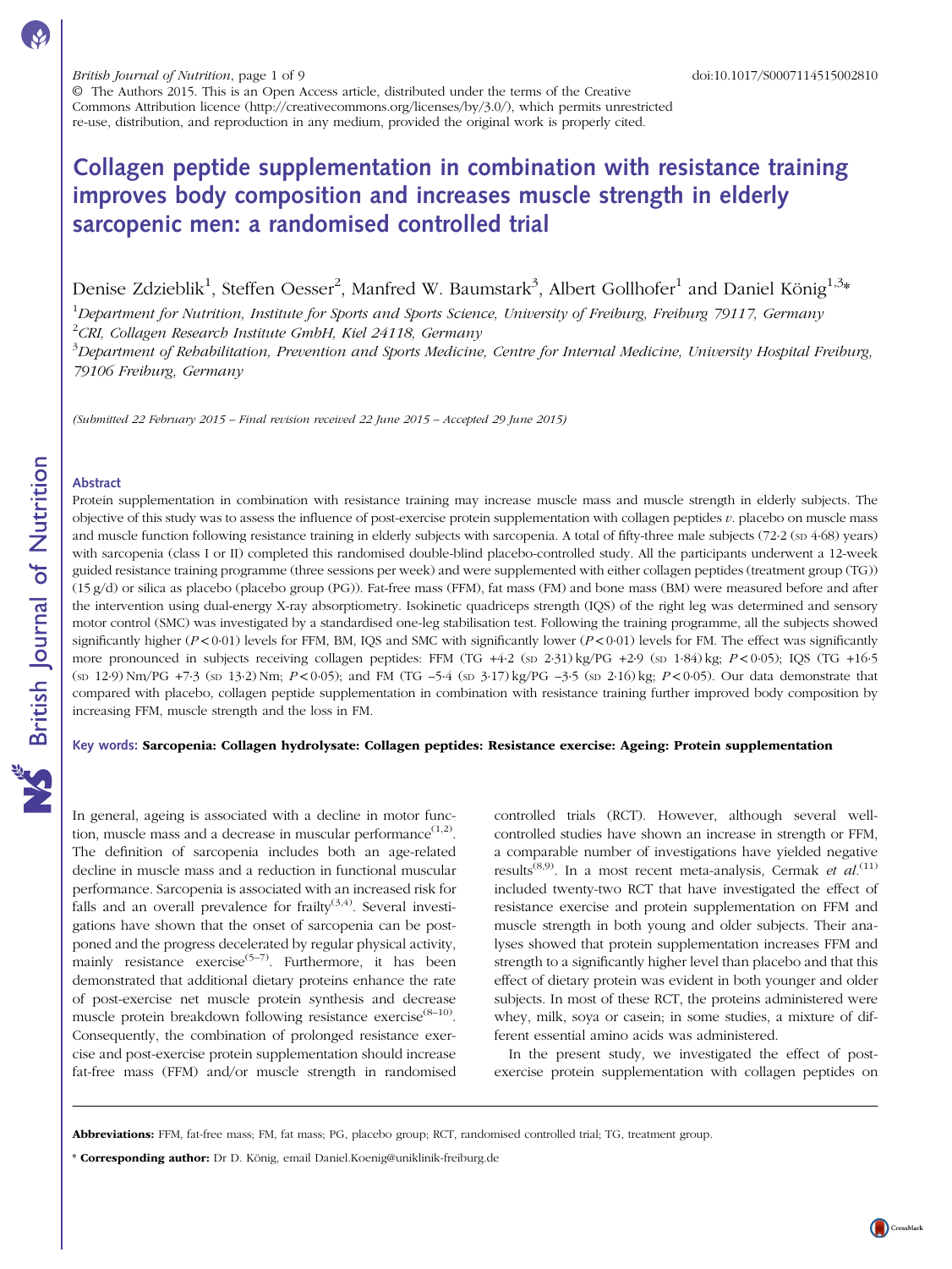# Collagen peptide supplementation in combination with resistance training improves body composition and increases muscle strength in elderly sarcopenic men: a randomised controlled trial

Denise Zdzieblik[1], Steffen Oesser[2], Manfred W. Baumstark[3], Albert Gollhofer[1] and Daniel König[1,3]*

[1]Department for Nutrition, Institute for Sports and Sports Science, University of Freiburg, Freiburg 79117, Germany
[2]CRI, Collagen Research Institute GmbH, Kiel 24118, Germany
[3]Department of Rehabilitation, Prevention and Sports Medicine, Centre for Internal Medicine, University Hospital Freiburg, 79106 Freiburg, Germany

*(Submitted 22 February 2015 – Final revision received 22 June 2015 – Accepted 29 June 2015)*

© The Authors 2015. This is an Open Access article, distributed under the terms of the Creative Commons Attribution licence (http://creativecommons.org/licenses/by/3.0/), which permits unrestricted re-use, distribution, and reproduction in any medium, provided the original work is properly cited.

doi:10.1017/S0007114515002810

## Abstract

Protein supplementation in combination with resistance training may increase muscle mass and muscle strength in elderly subjects. The objective of this study was to assess the influence of post-exercise protein supplementation with collagen peptides *v.* placebo on muscle mass and muscle function following resistance training in elderly subjects with sarcopenia. A total of fifty-three male subjects (72·2 (SD 4·68) years) with sarcopenia (class I or II) completed this randomised double-blind placebo-controlled study. All the participants underwent a 12-week guided resistance training programme (three sessions per week) and were supplemented with either collagen peptides (treatment group (TG)) (15 g/d) or silica as placebo (placebo group (PG)). Fat-free mass (FFM), fat mass (FM) and bone mass (BM) were measured before and after the intervention using dual-energy X-ray absorptiometry. Isokinetic quadriceps strength (IQS) of the right leg was determined and sensory motor control (SMC) was investigated by a standardised one-leg stabilisation test. Following the training programme, all the subjects showed significantly higher ($P<0·01$) levels for FFM, BM, IQS and SMC with significantly lower ($P<0·01$) levels for FM. The effect was significantly more pronounced in subjects receiving collagen peptides: FFM (TG +4·2 (SD 2·31) kg/PG +2·9 (SD 1·84) kg; $P<0·05$); IQS (TG +16·5 (SD 12·9) Nm/PG +7·3 (SD 13·2) Nm; $P<0·05$); and FM (TG –5·4 (SD 3·17) kg/PG –3·5 (SD 2·16) kg; $P<0·05$). Our data demonstrate that compared with placebo, collagen peptide supplementation in combination with resistance training further improved body composition by increasing FFM, muscle strength and the loss in FM.

**Key words: Sarcopenia: Collagen hydrolysate: Collagen peptides: Resistance exercise: Ageing: Protein supplementation**

In general, ageing is associated with a decline in motor function, muscle mass and a decrease in muscular performance[1,2]. The definition of sarcopenia includes both an age-related decline in muscle mass and a reduction in functional muscular performance. Sarcopenia is associated with an increased risk for falls and an overall prevalence for frailty[3,4]. Several investigations have shown that the onset of sarcopenia can be postponed and the progress decelerated by regular physical activity, mainly resistance exercise[5–7]. Furthermore, it has been demonstrated that additional dietary proteins enhance the rate of post-exercise net muscle protein synthesis and decrease muscle protein breakdown following resistance exercise[8–10]. Consequently, the combination of prolonged resistance exercise and post-exercise protein supplementation should increase fat-free mass (FFM) and/or muscle strength in randomised controlled trials (RCT). However, although several well-controlled studies have shown an increase in strength or FFM, a comparable number of investigations have yielded negative results[8,9]. In a most recent meta-analysis, Cermak *et al.*[11] included twenty-two RCT that have investigated the effect of resistance exercise and protein supplementation on FFM and muscle strength in both young and older subjects. Their analyses showed that protein supplementation increases FFM and strength to a significantly higher level than placebo and that this effect of dietary protein was evident in both younger and older subjects. In most of these RCT, the proteins administered were whey, milk, soya or casein; in some studies, a mixture of different essential amino acids was administered.

In the present study, we investigated the effect of post-exercise protein supplementation with collagen peptides on

**Abbreviations:** FFM, fat-free mass; FM, fat mass; PG, placebo group; RCT, randomised controlled trial; TG, treatment group.

\* **Corresponding author:** Dr D. König, email Daniel.Koenig@uniklinik-freiburg.de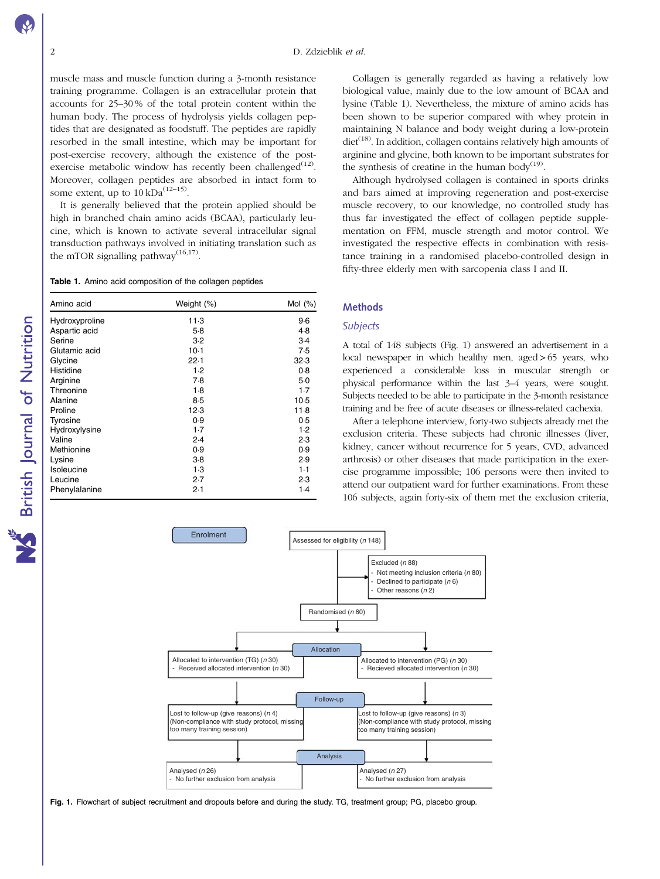muscle mass and muscle function during a 3-month resistance training programme. Collagen is an extracellular protein that accounts for 25–30 % of the total protein content within the human body. The process of hydrolysis yields collagen peptides that are designated as foodstuff. The peptides are rapidly resorbed in the small intestine, which may be important for post-exercise recovery, although the existence of the post-exercise metabolic window has recently been challenged[12]. Moreover, collagen peptides are absorbed in intact form to some extent, up to 10 kDa[12–15].

It is generally believed that the protein applied should be high in branched chain amino acids (BCAA), particularly leucine, which is known to activate several intracellular signal transduction pathways involved in initiating translation such as the mTOR signalling pathway[16,17].

**Table 1.** Amino acid composition of the collagen peptides

| Amino acid | Weight (%) | Mol (%) |
|---|---|---|
| Hydroxyproline | 11·3 | 9·6 |
| Aspartic acid | 5·8 | 4·8 |
| Serine | 3·2 | 3·4 |
| Glutamic acid | 10·1 | 7·5 |
| Glycine | 22·1 | 32·3 |
| Histidine | 1·2 | 0·8 |
| Arginine | 7·8 | 5·0 |
| Threonine | 1·8 | 1·7 |
| Alanine | 8·5 | 10·5 |
| Proline | 12·3 | 11·8 |
| Tyrosine | 0·9 | 0·5 |
| Hydroxylysine | 1·7 | 1·2 |
| Valine | 2·4 | 2·3 |
| Methionine | 0·9 | 0·9 |
| Lysine | 3·8 | 2·9 |
| Isoleucine | 1·3 | 1·1 |
| Leucine | 2·7 | 2·3 |
| Phenylalanine | 2·1 | 1·4 |

Collagen is generally regarded as having a relatively low biological value, mainly due to the low amount of BCAA and lysine (Table 1). Nevertheless, the mixture of amino acids has been shown to be superior compared with whey protein in maintaining N balance and body weight during a low-protein diet[18]. In addition, collagen contains relatively high amounts of arginine and glycine, both known to be important substrates for the synthesis of creatine in the human body[19].

Although hydrolysed collagen is contained in sports drinks and bars aimed at improving regeneration and post-exercise muscle recovery, to our knowledge, no controlled study has thus far investigated the effect of collagen peptide supplementation on FFM, muscle strength and motor control. We investigated the respective effects in combination with resistance training in a randomised placebo-controlled design in fifty-three elderly men with sarcopenia class I and II.

## Methods

### *Subjects*

A total of 148 subjects (Fig. 1) answered an advertisement in a local newspaper in which healthy men, aged > 65 years, who experienced a considerable loss in muscular strength or physical performance within the last 3–4 years, were sought. Subjects needed to be able to participate in the 3-month resistance training and be free of acute diseases or illness-related cachexia.

After a telephone interview, forty-two subjects already met the exclusion criteria. These subjects had chronic illnesses (liver, kidney, cancer without recurrence for 5 years, CVD, advanced arthrosis) or other diseases that made participation in the exercise programme impossible; 106 persons were then invited to attend our outpatient ward for further examinations. From these 106 subjects, again forty-six of them met the exclusion criteria,

Enrolment
- Assessed for eligibility (*n* 148)
- Excluded (*n* 88)
  - Not meeting inclusion criteria (*n* 80)
  - Declined to participate (*n* 6)
  - Other reasons (*n* 2)
- Randomised (*n* 60)

Allocation
- Allocated to intervention (TG) (*n* 30) – Received allocated intervention (*n* 30)
- Allocated to intervention (PG) (*n* 30) – Recieved allocated intervention (*n* 30)

Follow-up
- TG: Lost to follow-up (give reasons) (*n* 4) (Non-compliance with study protocol, missing too many training session)
- PG: Lost to follow-up (give reasons) (*n* 3) (Non-compliance with study protocol, missing too many training session)

Analysis
- TG: Analysed (*n* 26) – No further exclusion from analysis
- PG: Analysed (*n* 27) – No further exclusion from analysis

**Fig. 1.** Flowchart of subject recruitment and dropouts before and during the study. TG, treatment group; PG, placebo group.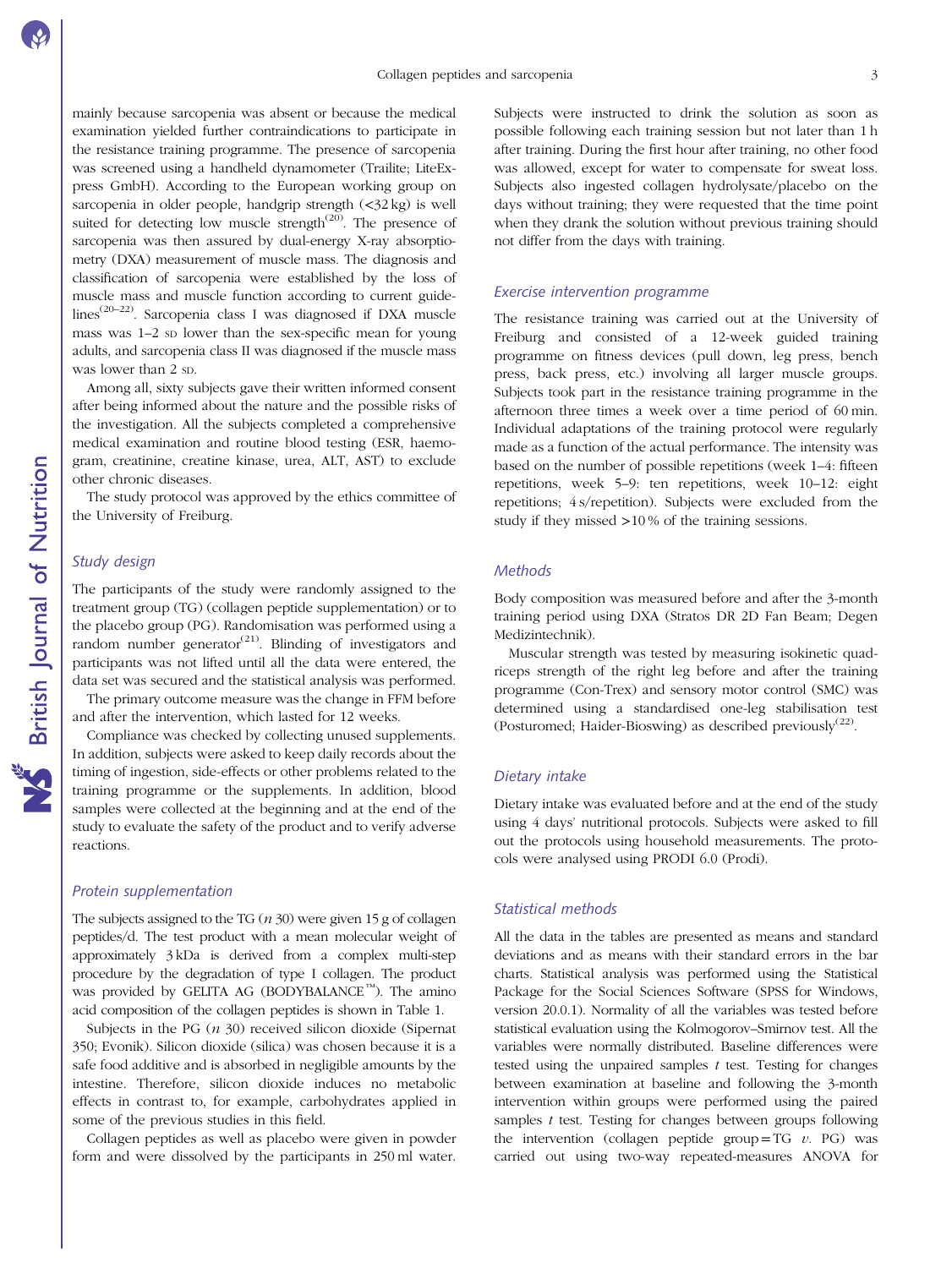mainly because sarcopenia was absent or because the medical examination yielded further contraindications to participate in the resistance training programme. The presence of sarcopenia was screened using a handheld dynamometer (Trailite; LiteExpress GmbH). According to the European working group on sarcopenia in older people, handgrip strength (<32 kg) is well suited for detecting low muscle strength[20]. The presence of sarcopenia was then assured by dual-energy X-ray absorptiometry (DXA) measurement of muscle mass. The diagnosis and classification of sarcopenia were established by the loss of muscle mass and muscle function according to current guidelines[20–22]. Sarcopenia class I was diagnosed if DXA muscle mass was 1–2 SD lower than the sex-specific mean for young adults, and sarcopenia class II was diagnosed if the muscle mass was lower than 2 SD.

Among all, sixty subjects gave their written informed consent after being informed about the nature and the possible risks of the investigation. All the subjects completed a comprehensive medical examination and routine blood testing (ESR, haemogram, creatinine, creatine kinase, urea, ALT, AST) to exclude other chronic diseases.

The study protocol was approved by the ethics committee of the University of Freiburg.

### Study design

The participants of the study were randomly assigned to the treatment group (TG) (collagen peptide supplementation) or to the placebo group (PG). Randomisation was performed using a random number generator[21]. Blinding of investigators and participants was not lifted until all the data were entered, the data set was secured and the statistical analysis was performed.

The primary outcome measure was the change in FFM before and after the intervention, which lasted for 12 weeks.

Compliance was checked by collecting unused supplements. In addition, subjects were asked to keep daily records about the timing of ingestion, side-effects or other problems related to the training programme or the supplements. In addition, blood samples were collected at the beginning and at the end of the study to evaluate the safety of the product and to verify adverse reactions.

### Protein supplementation

The subjects assigned to the TG (*n* 30) were given 15 g of collagen peptides/d. The test product with a mean molecular weight of approximately 3 kDa is derived from a complex multi-step procedure by the degradation of type I collagen. The product was provided by GELITA AG (BODYBALANCE™). The amino acid composition of the collagen peptides is shown in Table 1.

Subjects in the PG (*n* 30) received silicon dioxide (Sipernat 350; Evonik). Silicon dioxide (silica) was chosen because it is a safe food additive and is absorbed in negligible amounts by the intestine. Therefore, silicon dioxide induces no metabolic effects in contrast to, for example, carbohydrates applied in some of the previous studies in this field.

Collagen peptides as well as placebo were given in powder form and were dissolved by the participants in 250 ml water. Subjects were instructed to drink the solution as soon as possible following each training session but not later than 1 h after training. During the first hour after training, no other food was allowed, except for water to compensate for sweat loss. Subjects also ingested collagen hydrolysate/placebo on the days without training; they were requested that the time point when they drank the solution without previous training should not differ from the days with training.

### Exercise intervention programme

The resistance training was carried out at the University of Freiburg and consisted of a 12-week guided training programme on fitness devices (pull down, leg press, bench press, back press, etc.) involving all larger muscle groups. Subjects took part in the resistance training programme in the afternoon three times a week over a time period of 60 min. Individual adaptations of the training protocol were regularly made as a function of the actual performance. The intensity was based on the number of possible repetitions (week 1–4: fifteen repetitions, week 5–9: ten repetitions, week 10–12: eight repetitions; 4 s/repetition). Subjects were excluded from the study if they missed >10 % of the training sessions.

### Methods

Body composition was measured before and after the 3-month training period using DXA (Stratos DR 2D Fan Beam; Degen Medizintechnik).

Muscular strength was tested by measuring isokinetic quadriceps strength of the right leg before and after the training programme (Con-Trex) and sensory motor control (SMC) was determined using a standardised one-leg stabilisation test (Posturomed; Haider-Bioswing) as described previously[22].

### Dietary intake

Dietary intake was evaluated before and at the end of the study using 4 days' nutritional protocols. Subjects were asked to fill out the protocols using household measurements. The protocols were analysed using PRODI 6.0 (Prodi).

### Statistical methods

All the data in the tables are presented as means and standard deviations and as means with their standard errors in the bar charts. Statistical analysis was performed using the Statistical Package for the Social Sciences Software (SPSS for Windows, version 20.0.1). Normality of all the variables was tested before statistical evaluation using the Kolmogorov–Smirnov test. All the variables were normally distributed. Baseline differences were tested using the unpaired samples *t* test. Testing for changes between examination at baseline and following the 3-month intervention within groups were performed using the paired samples *t* test. Testing for changes between groups following the intervention (collagen peptide group = TG *v.* PG) was carried out using two-way repeated-measures ANOVA for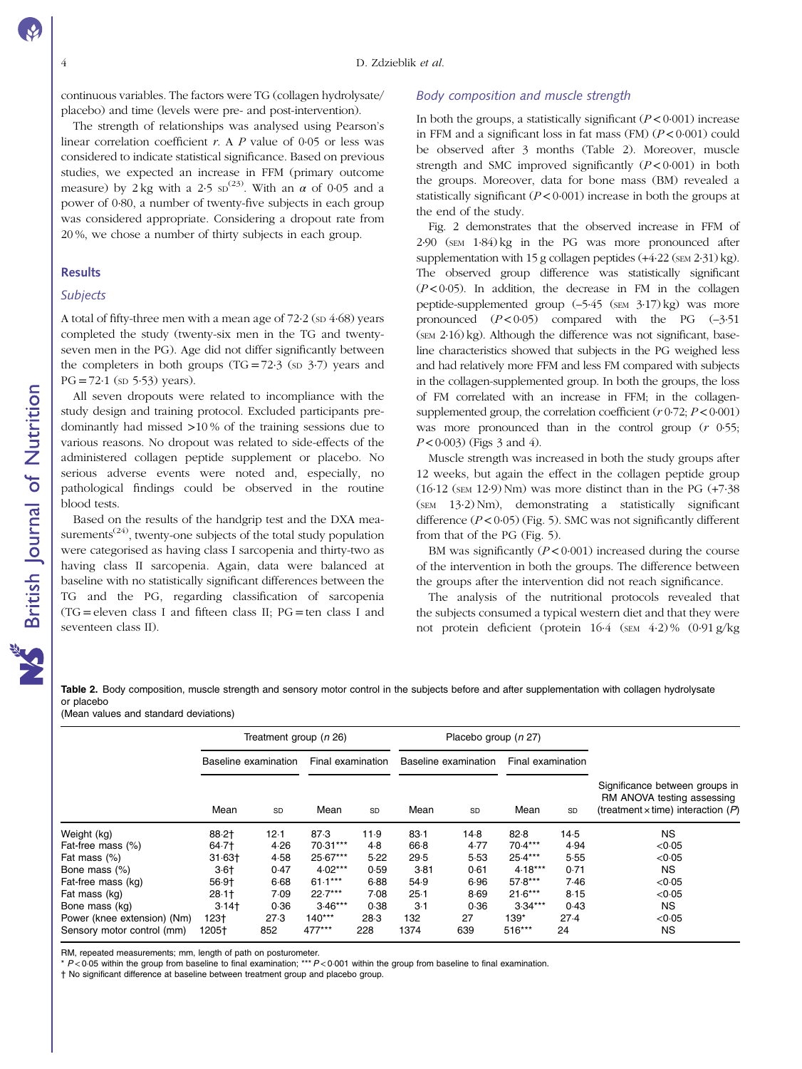continuous variables. The factors were TG (collagen hydrolysate/placebo) and time (levels were pre- and post-intervention).

The strength of relationships was analysed using Pearson's linear correlation coefficient *r*. A *P* value of 0·05 or less was considered to indicate statistical significance. Based on previous studies, we expected an increase in FFM (primary outcome measure) by 2 kg with a 2·5 SD[23]. With an $\alpha$ of 0·05 and a power of 0·80, a number of twenty-five subjects in each group was considered appropriate. Considering a dropout rate from 20 %, we chose a number of thirty subjects in each group.

## Results

### Subjects

A total of fifty-three men with a mean age of 72·2 (SD 4·68) years completed the study (twenty-six men in the TG and twenty-seven men in the PG). Age did not differ significantly between the completers in both groups (TG = 72·3 (SD 3·7) years and PG = 72·1 (SD 5·53) years).

All seven dropouts were related to incompliance with the study design and training protocol. Excluded participants predominantly had missed >10 % of the training sessions due to various reasons. No dropout was related to side-effects of the administered collagen peptide supplement or placebo. No serious adverse events were noted and, especially, no pathological findings could be observed in the routine blood tests.

Based on the results of the handgrip test and the DXA measurements[24], twenty-one subjects of the total study population were categorised as having class I sarcopenia and thirty-two as having class II sarcopenia. Again, data were balanced at baseline with no statistically significant differences between the TG and the PG, regarding classification of sarcopenia (TG = eleven class I and fifteen class II; PG = ten class I and seventeen class II).

### Body composition and muscle strength

In both the groups, a statistically significant ($P < 0·001$) increase in FFM and a significant loss in fat mass (FM) ($P < 0·001$) could be observed after 3 months (Table 2). Moreover, muscle strength and SMC improved significantly ($P < 0·001$) in both the groups. Moreover, data for bone mass (BM) revealed a statistically significant ($P < 0·001$) increase in both the groups at the end of the study.

Fig. 2 demonstrates that the observed increase in FFM of 2·90 (SEM 1·84) kg in the PG was more pronounced after supplementation with 15 g collagen peptides (+4·22 (SEM 2·31) kg). The observed group difference was statistically significant ($P < 0·05$). In addition, the decrease in FM in the collagen peptide-supplemented group (–5·45 (SEM 3·17) kg) was more pronounced ($P < 0·05$) compared with the PG (–3·51 (SEM 2·16) kg). Although the difference was not significant, baseline characteristics showed that subjects in the PG weighed less and had relatively more FFM and less FM compared with subjects in the collagen-supplemented group. In both the groups, the loss of FM correlated with an increase in FFM; in the collagen-supplemented group, the correlation coefficient ($r$ 0·72; $P < 0·001$) was more pronounced than in the control group ($r$ 0·55; $P < 0·003$) (Figs 3 and 4).

Muscle strength was increased in both the study groups after 12 weeks, but again the effect in the collagen peptide group (16·12 (SEM 12·9) Nm) was more distinct than in the PG (+7·38 (SEM 13·2) Nm), demonstrating a statistically significant difference ($P < 0·05$) (Fig. 5). SMC was not significantly different from that of the PG (Fig. 5).

BM was significantly ($P < 0·001$) increased during the course of the intervention in both the groups. The difference between the groups after the intervention did not reach significance.

The analysis of the nutritional protocols revealed that the subjects consumed a typical western diet and that they were not protein deficient (protein 16·4 (SEM 4·2) % (0·91 g/kg

**Table 2.** Body composition, muscle strength and sensory motor control in the subjects before and after supplementation with collagen hydrolysate or placebo
(Mean values and standard deviations)

| | Treatment group (n 26) | | | | Placebo group (n 27) | | | | |
|---|---|---|---|---|---|---|---|---|---|
| | Baseline examination | | Final examination | | Baseline examination | | Final examination | | |
| | Mean | SD | Mean | SD | Mean | SD | Mean | SD | Significance between groups in RM ANOVA testing assessing (treatment × time) interaction (*P*) |
| Weight (kg) | 88·2† | 12·1 | 87·3 | 11·9 | 83·1 | 14·8 | 82·8 | 14·5 | NS |
| Fat-free mass (%) | 64·7† | 4·26 | 70·31*** | 4·8 | 66·8 | 4·77 | 70·4*** | 4·94 | <0·05 |
| Fat mass (%) | 31·63† | 4·58 | 25·67*** | 5·22 | 29·5 | 5·53 | 25·4*** | 5·55 | <0·05 |
| Bone mass (%) | 3·6† | 0·47 | 4·02*** | 0·59 | 3·81 | 0·61 | 4·18*** | 0·71 | NS |
| Fat-free mass (kg) | 56·9† | 6·68 | 61·1*** | 6·88 | 54·9 | 6·96 | 57·8*** | 7·46 | <0·05 |
| Fat mass (kg) | 28·1† | 7·09 | 22·7*** | 7·08 | 25·1 | 8·69 | 21·6*** | 8·15 | <0·05 |
| Bone mass (kg) | 3·14† | 0·36 | 3·46*** | 0·38 | 3·1 | 0·36 | 3·34*** | 0·43 | NS |
| Power (knee extension) (Nm) | 123† | 27·3 | 140*** | 28·3 | 132 | 27 | 139* | 27·4 | <0·05 |
| Sensory motor control (mm) | 1205† | 852 | 477*** | 228 | 1374 | 639 | 516*** | 24 | NS |

RM, repeated measurements; mm, length of path on posturometer.
* $P < 0·05$ within the group from baseline to final examination; *** $P < 0·001$ within the group from baseline to final examination.
† No significant difference at baseline between treatment group and placebo group.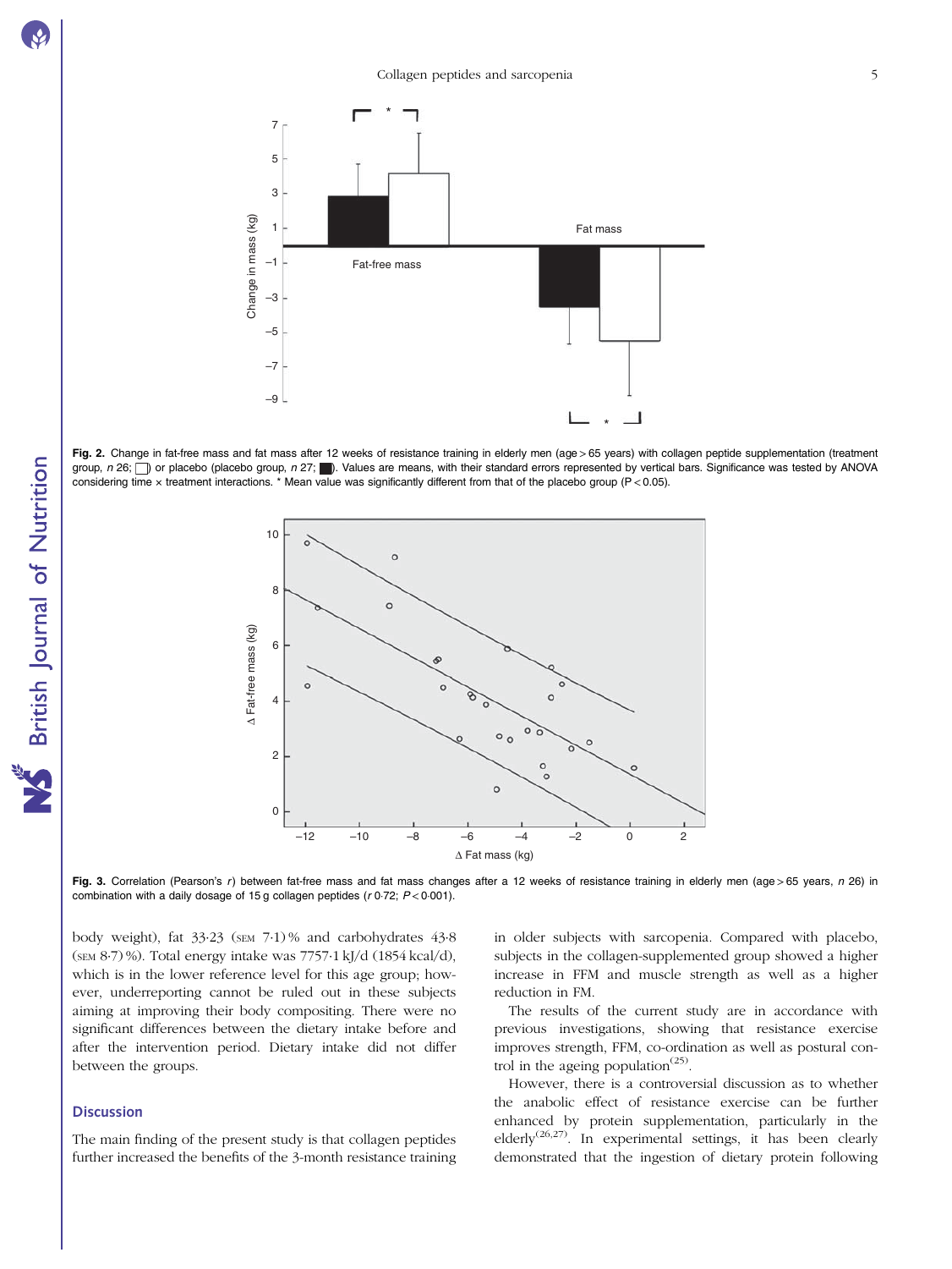Fig. 2. Change in fat-free mass and fat mass after 12 weeks of resistance training in elderly men (age > 65 years) with collagen peptide supplementation (treatment group, *n* 26; □) or placebo (placebo group, *n* 27; ■). Values are means, with their standard errors represented by vertical bars. Significance was tested by ANOVA considering time × treatment interactions. * Mean value was significantly different from that of the placebo group ($P < 0.05$).

Fig. 3. Correlation (Pearson's *r*) between fat-free mass and fat mass changes after a 12 weeks of resistance training in elderly men (age > 65 years, *n* 26) in combination with a daily dosage of 15 g collagen peptides (*r* 0·72; $P < 0.001$).

body weight), fat 33·23 (SEM 7·1) % and carbohydrates 43·8 (SEM 8·7) %). Total energy intake was 7757·1 kJ/d (1854 kcal/d), which is in the lower reference level for this age group; however, underreporting cannot be ruled out in these subjects aiming at improving their body compositing. There were no significant differences between the dietary intake before and after the intervention period. Dietary intake did not differ between the groups.

## Discussion

The main finding of the present study is that collagen peptides further increased the benefits of the 3-month resistance training in older subjects with sarcopenia. Compared with placebo, subjects in the collagen-supplemented group showed a higher increase in FFM and muscle strength as well as a higher reduction in FM.

The results of the current study are in accordance with previous investigations, showing that resistance exercise improves strength, FFM, co-ordination as well as postural control in the ageing population[25].

However, there is a controversial discussion as to whether the anabolic effect of resistance exercise can be further enhanced by protein supplementation, particularly in the elderly[26,27]. In experimental settings, it has been clearly demonstrated that the ingestion of dietary protein following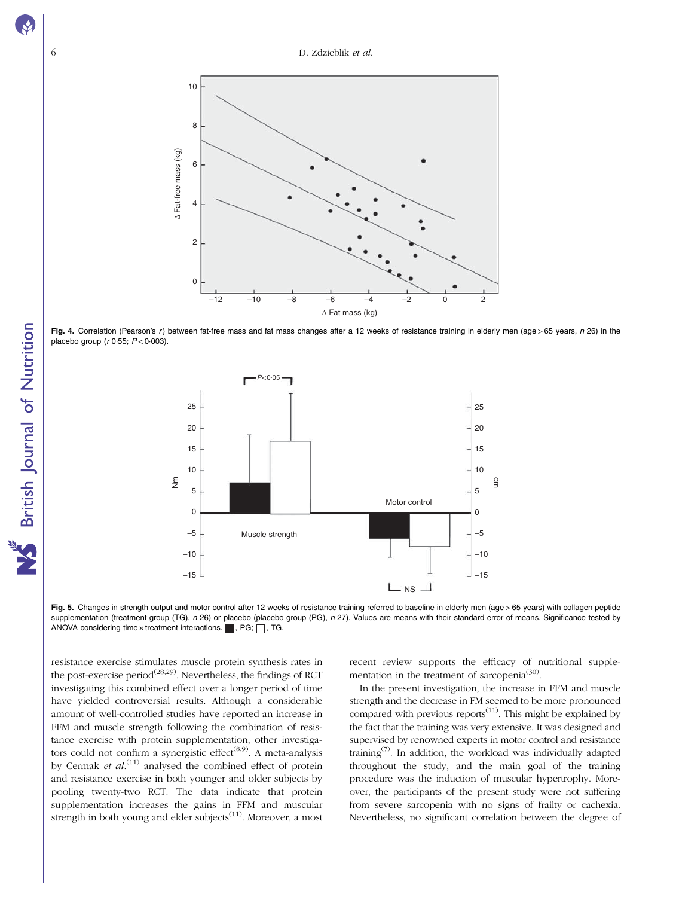Fig. 4. Correlation (Pearson's $r$) between fat-free mass and fat mass changes after a 12 weeks of resistance training in elderly men (age > 65 years, $n$ 26) in the placebo group ($r$ 0·55; $P < 0·003$).

Fig. 5. Changes in strength output and motor control after 12 weeks of resistance training referred to baseline in elderly men (age > 65 years) with collagen peptide supplementation (treatment group (TG), $n$ 26) or placebo (placebo group (PG), $n$ 27). Values are means with their standard error of means. Significance tested by ANOVA considering time × treatment interactions. ■, PG; □, TG.

resistance exercise stimulates muscle protein synthesis rates in the post-exercise period[28,29]. Nevertheless, the findings of RCT investigating this combined effect over a longer period of time have yielded controversial results. Although a considerable amount of well-controlled studies have reported an increase in FFM and muscle strength following the combination of resistance exercise with protein supplementation, other investigators could not confirm a synergistic effect[8,9]. A meta-analysis by Cermak *et al.*[11] analysed the combined effect of protein and resistance exercise in both younger and older subjects by pooling twenty-two RCT. The data indicate that protein supplementation increases the gains in FFM and muscular strength in both young and elder subjects[11]. Moreover, a most recent review supports the efficacy of nutritional supplementation in the treatment of sarcopenia[30].

In the present investigation, the increase in FFM and muscle strength and the decrease in FM seemed to be more pronounced compared with previous reports[11]. This might be explained by the fact that the training was very extensive. It was designed and supervised by renowned experts in motor control and resistance training[7]. In addition, the workload was individually adapted throughout the study, and the main goal of the training procedure was the induction of muscular hypertrophy. Moreover, the participants of the present study were not suffering from severe sarcopenia with no signs of frailty or cachexia. Nevertheless, no significant correlation between the degree of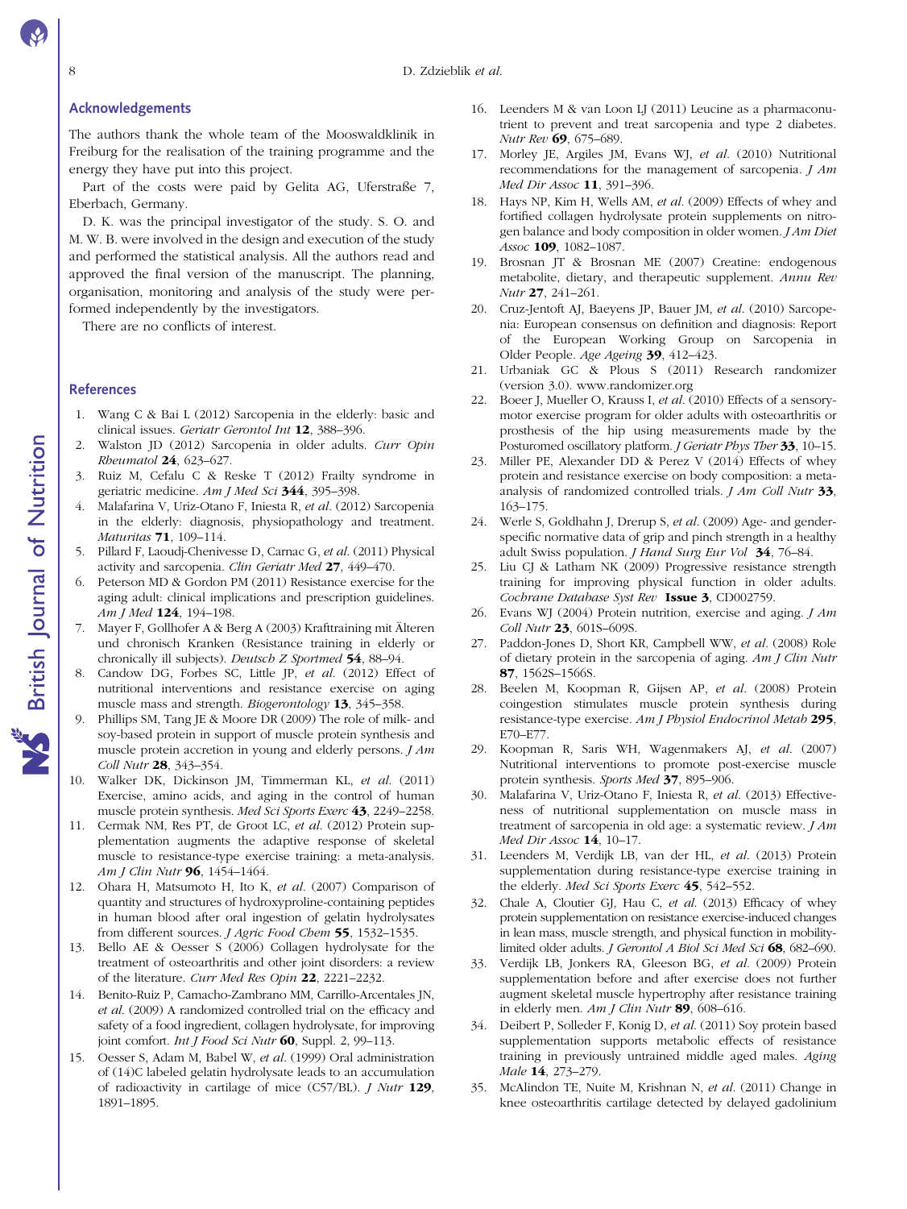## Acknowledgements

The authors thank the whole team of the Mooswaldklinik in Freiburg for the realisation of the training programme and the energy they have put into this project.

Part of the costs were paid by Gelita AG, Uferstraße 7, Eberbach, Germany.

D. K. was the principal investigator of the study. S. O. and M. W. B. were involved in the design and execution of the study and performed the statistical analysis. All the authors read and approved the final version of the manuscript. The planning, organisation, monitoring and analysis of the study were performed independently by the investigators.

There are no conflicts of interest.

## References

1. Wang C & Bai L (2012) Sarcopenia in the elderly: basic and clinical issues. *Geriatr Gerontol Int* **12**, 388–396.
2. Walston JD (2012) Sarcopenia in older adults. *Curr Opin Rheumatol* **24**, 623–627.
3. Ruiz M, Cefalu C & Reske T (2012) Frailty syndrome in geriatric medicine. *Am J Med Sci* **344**, 395–398.
4. Malafarina V, Uriz-Otano F, Iniesta R, *et al.* (2012) Sarcopenia in the elderly: diagnosis, physiopathology and treatment. *Maturitas* **71**, 109–114.
5. Pillard F, Laoudj-Chenivesse D, Carnac G, *et al.* (2011) Physical activity and sarcopenia. *Clin Geriatr Med* **27**, 449–470.
6. Peterson MD & Gordon PM (2011) Resistance exercise for the aging adult: clinical implications and prescription guidelines. *Am J Med* **124**, 194–198.
7. Mayer F, Gollhofer A & Berg A (2003) Krafttraining mit Älteren und chronisch Kranken (Resistance training in elderly or chronically ill subjects). *Deutsch Z Sportmed* **54**, 88–94.
8. Candow DG, Forbes SC, Little JP, *et al.* (2012) Effect of nutritional interventions and resistance exercise on aging muscle mass and strength. *Biogerontology* **13**, 345–358.
9. Phillips SM, Tang JE & Moore DR (2009) The role of milk- and soy-based protein in support of muscle protein synthesis and muscle protein accretion in young and elderly persons. *J Am Coll Nutr* **28**, 343–354.
10. Walker DK, Dickinson JM, Timmerman KL, *et al.* (2011) Exercise, amino acids, and aging in the control of human muscle protein synthesis. *Med Sci Sports Exerc* **43**, 2249–2258.
11. Cermak NM, Res PT, de Groot LC, *et al.* (2012) Protein supplementation augments the adaptive response of skeletal muscle to resistance-type exercise training: a meta-analysis. *Am J Clin Nutr* **96**, 1454–1464.
12. Ohara H, Matsumoto H, Ito K, *et al.* (2007) Comparison of quantity and structures of hydroxyproline-containing peptides in human blood after oral ingestion of gelatin hydrolysates from different sources. *J Agric Food Chem* **55**, 1532–1535.
13. Bello AE & Oesser S (2006) Collagen hydrolysate for the treatment of osteoarthritis and other joint disorders: a review of the literature. *Curr Med Res Opin* **22**, 2221–2232.
14. Benito-Ruiz P, Camacho-Zambrano MM, Carrillo-Arcentales JN, *et al.* (2009) A randomized controlled trial on the efficacy and safety of a food ingredient, collagen hydrolysate, for improving joint comfort. *Int J Food Sci Nutr* **60**, Suppl. 2, 99–113.
15. Oesser S, Adam M, Babel W, *et al.* (1999) Oral administration of (14)C labeled gelatin hydrolysate leads to an accumulation of radioactivity in cartilage of mice (C57/BL). *J Nutr* **129**, 1891–1895.
16. Leenders M & van Loon LJ (2011) Leucine as a pharmaconutrient to prevent and treat sarcopenia and type 2 diabetes. *Nutr Rev* **69**, 675–689.
17. Morley JE, Argiles JM, Evans WJ, *et al.* (2010) Nutritional recommendations for the management of sarcopenia. *J Am Med Dir Assoc* **11**, 391–396.
18. Hays NP, Kim H, Wells AM, *et al.* (2009) Effects of whey and fortified collagen hydrolysate protein supplements on nitrogen balance and body composition in older women. *J Am Diet Assoc* **109**, 1082–1087.
19. Brosnan JT & Brosnan ME (2007) Creatine: endogenous metabolite, dietary, and therapeutic supplement. *Annu Rev Nutr* **27**, 241–261.
20. Cruz-Jentoft AJ, Baeyens JP, Bauer JM, *et al.* (2010) Sarcopenia: European consensus on definition and diagnosis: Report of the European Working Group on Sarcopenia in Older People. *Age Ageing* **39**, 412–423.
21. Urbaniak GC & Plous S (2011) Research randomizer (version 3.0). www.randomizer.org
22. Boeer J, Mueller O, Krauss I, *et al.* (2010) Effects of a sensory-motor exercise program for older adults with osteoarthritis or prosthesis of the hip using measurements made by the Posturomed oscillatory platform. *J Geriatr Phys Ther* **33**, 10–15.
23. Miller PE, Alexander DD & Perez V (2014) Effects of whey protein and resistance exercise on body composition: a meta-analysis of randomized controlled trials. *J Am Coll Nutr* **33**, 163–175.
24. Werle S, Goldhahn J, Drerup S, *et al.* (2009) Age- and gender-specific normative data of grip and pinch strength in a healthy adult Swiss population. *J Hand Surg Eur Vol* **34**, 76–84.
25. Liu CJ & Latham NK (2009) Progressive resistance strength training for improving physical function in older adults. *Cochrane Database Syst Rev* **Issue 3**, CD002759.
26. Evans WJ (2004) Protein nutrition, exercise and aging. *J Am Coll Nutr* **23**, 601S–609S.
27. Paddon-Jones D, Short KR, Campbell WW, *et al.* (2008) Role of dietary protein in the sarcopenia of aging. *Am J Clin Nutr* **87**, 1562S–1566S.
28. Beelen M, Koopman R, Gijsen AP, *et al.* (2008) Protein coingestion stimulates muscle protein synthesis during resistance-type exercise. *Am J Physiol Endocrinol Metab* **295**, E70–E77.
29. Koopman R, Saris WH, Wagenmakers AJ, *et al.* (2007) Nutritional interventions to promote post-exercise muscle protein synthesis. *Sports Med* **37**, 895–906.
30. Malafarina V, Uriz-Otano F, Iniesta R, *et al.* (2013) Effectiveness of nutritional supplementation on muscle mass in treatment of sarcopenia in old age: a systematic review. *J Am Med Dir Assoc* **14**, 10–17.
31. Leenders M, Verdijk LB, van der HL, *et al.* (2013) Protein supplementation during resistance-type exercise training in the elderly. *Med Sci Sports Exerc* **45**, 542–552.
32. Chale A, Cloutier GJ, Hau C, *et al.* (2013) Efficacy of whey protein supplementation on resistance exercise-induced changes in lean mass, muscle strength, and physical function in mobility-limited older adults. *J Gerontol A Biol Sci Med Sci* **68**, 682–690.
33. Verdijk LB, Jonkers RA, Gleeson BG, *et al.* (2009) Protein supplementation before and after exercise does not further augment skeletal muscle hypertrophy after resistance training in elderly men. *Am J Clin Nutr* **89**, 608–616.
34. Deibert P, Solleder F, Konig D, *et al.* (2011) Soy protein based supplementation supports metabolic effects of resistance training in previously untrained middle aged males. *Aging Male* **14**, 273–279.
35. McAlindon TE, Nuite M, Krishnan N, *et al.* (2011) Change in knee osteoarthritis cartilage detected by delayed gadolinium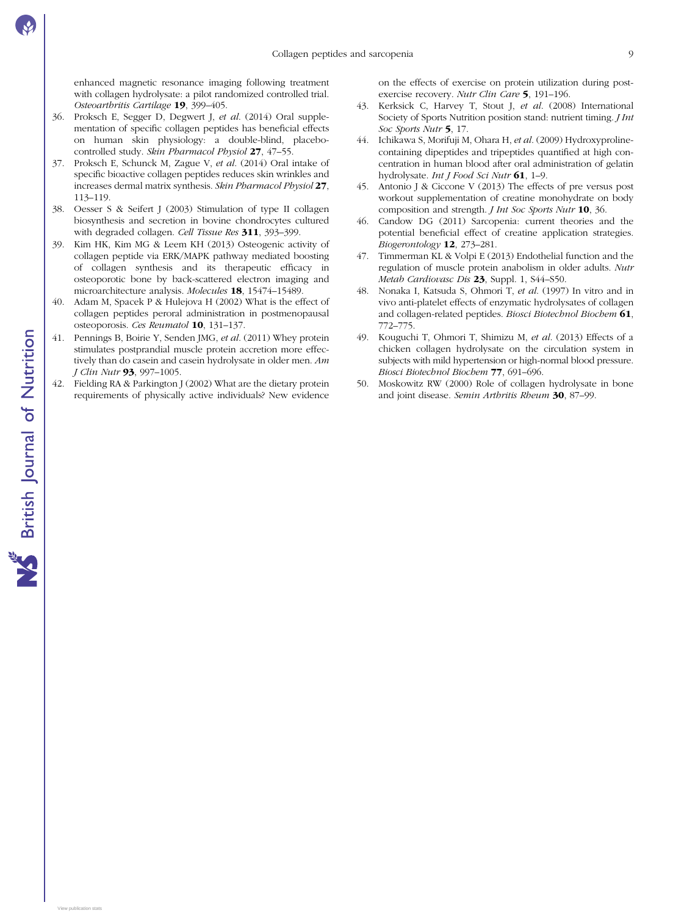enhanced magnetic resonance imaging following treatment with collagen hydrolysate: a pilot randomized controlled trial. *Osteoarthritis Cartilage* **19**, 399–405.

36. Proksch E, Segger D, Degwert J, *et al.* (2014) Oral supplementation of specific collagen peptides has beneficial effects on human skin physiology: a double-blind, placebo-controlled study. *Skin Pharmacol Physiol* **27**, 47–55.
37. Proksch E, Schunck M, Zague V, *et al.* (2014) Oral intake of specific bioactive collagen peptides reduces skin wrinkles and increases dermal matrix synthesis. *Skin Pharmacol Physiol* **27**, 113–119.
38. Oesser S & Seifert J (2003) Stimulation of type II collagen biosynthesis and secretion in bovine chondrocytes cultured with degraded collagen. *Cell Tissue Res* **311**, 393–399.
39. Kim HK, Kim MG & Leem KH (2013) Osteogenic activity of collagen peptide via ERK/MAPK pathway mediated boosting of collagen synthesis and its therapeutic efficacy in osteoporotic bone by back-scattered electron imaging and microarchitecture analysis. *Molecules* **18**, 15474–15489.
40. Adam M, Spacek P & Hulejova H (2002) What is the effect of collagen peptides peroral administration in postmenopausal osteoporosis. *Ces Reumatol* **10**, 131–137.
41. Pennings B, Boirie Y, Senden JMG, *et al.* (2011) Whey protein stimulates postprandial muscle protein accretion more effectively than do casein and casein hydrolysate in older men. *Am J Clin Nutr* **93**, 997–1005.
42. Fielding RA & Parkington J (2002) What are the dietary protein requirements of physically active individuals? New evidence on the effects of exercise on protein utilization during post-exercise recovery. *Nutr Clin Care* **5**, 191–196.
43. Kerksick C, Harvey T, Stout J, *et al.* (2008) International Society of Sports Nutrition position stand: nutrient timing. *J Int Soc Sports Nutr* **5**, 17.
44. Ichikawa S, Morifuji M, Ohara H, *et al.* (2009) Hydroxyproline-containing dipeptides and tripeptides quantified at high concentration in human blood after oral administration of gelatin hydrolysate. *Int J Food Sci Nutr* **61**, 1–9.
45. Antonio J & Ciccone V (2013) The effects of pre versus post workout supplementation of creatine monohydrate on body composition and strength. *J Int Soc Sports Nutr* **10**, 36.
46. Candow DG (2011) Sarcopenia: current theories and the potential beneficial effect of creatine application strategies. *Biogerontology* **12**, 273–281.
47. Timmerman KL & Volpi E (2013) Endothelial function and the regulation of muscle protein anabolism in older adults. *Nutr Metab Cardiovasc Dis* **23**, Suppl. 1, S44–S50.
48. Nonaka I, Katsuda S, Ohmori T, *et al.* (1997) In vitro and in vivo anti-platelet effects of enzymatic hydrolysates of collagen and collagen-related peptides. *Biosci Biotechnol Biochem* **61**, 772–775.
49. Kouguchi T, Ohmori T, Shimizu M, *et al.* (2013) Effects of a chicken collagen hydrolysate on the circulation system in subjects with mild hypertension or high-normal blood pressure. *Biosci Biotechnol Biochem* **77**, 691–696.
50. Moskowitz RW (2000) Role of collagen hydrolysate in bone and joint disease. *Semin Arthritis Rheum* **30**, 87–99.